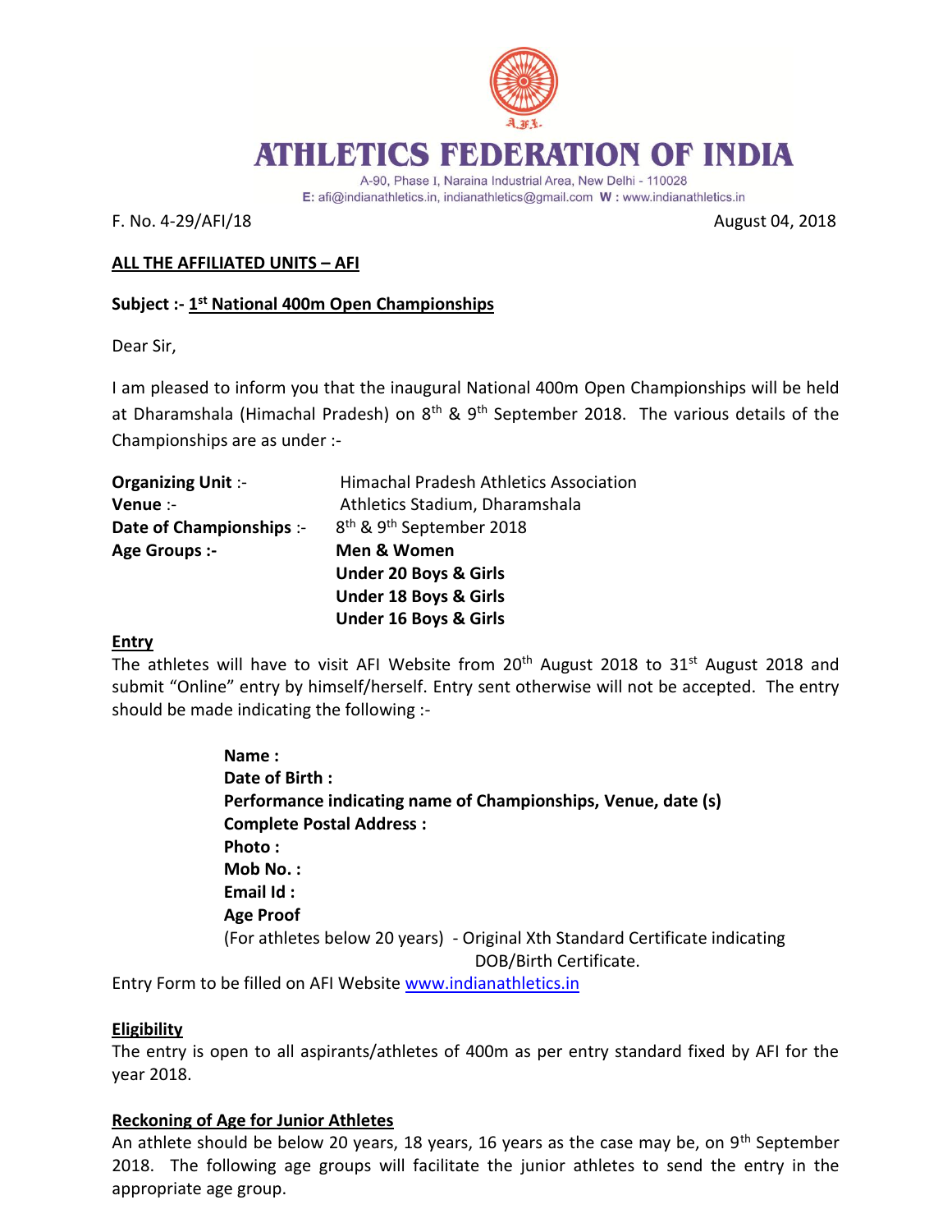# ATHLETICS FEDERATION OF INDIA

A-90, Phase I, Naraina Industrial Area, New Delhi - 110028
E: afi@indianathletics.in, indianathletics@gmail.com W : www.indianathletics.in

F. No. 4-29/AFI/18 August 04, 2018

**ALL THE AFFILIATED UNITS – AFI**

**Subject :- 1st National 400m Open Championships**

Dear Sir,

I am pleased to inform you that the inaugural National 400m Open Championships will be held at Dharamshala (Himachal Pradesh) on 8th & 9th September 2018. The various details of the Championships are as under :-

**Organizing Unit** :- Himachal Pradesh Athletics Association
**Venue** :- Athletics Stadium, Dharamshala
**Date of Championships** :- 8th & 9th September 2018
**Age Groups :-** **Men & Women**
**Under 20 Boys & Girls**
**Under 18 Boys & Girls**
**Under 16 Boys & Girls**

**Entry**

The athletes will have to visit AFI Website from 20th August 2018 to 31st August 2018 and submit "Online" entry by himself/herself. Entry sent otherwise will not be accepted. The entry should be made indicating the following :-

**Name :**
**Date of Birth :**
**Performance indicating name of Championships, Venue, date (s)**
**Complete Postal Address :**
**Photo :**
**Mob No. :**
**Email Id :**
**Age Proof**
(For athletes below 20 years) - Original Xth Standard Certificate indicating DOB/Birth Certificate.

Entry Form to be filled on AFI Website www.indianathletics.in

**Eligibility**

The entry is open to all aspirants/athletes of 400m as per entry standard fixed by AFI for the year 2018.

**Reckoning of Age for Junior Athletes**

An athlete should be below 20 years, 18 years, 16 years as the case may be, on 9th September 2018. The following age groups will facilitate the junior athletes to send the entry in the appropriate age group.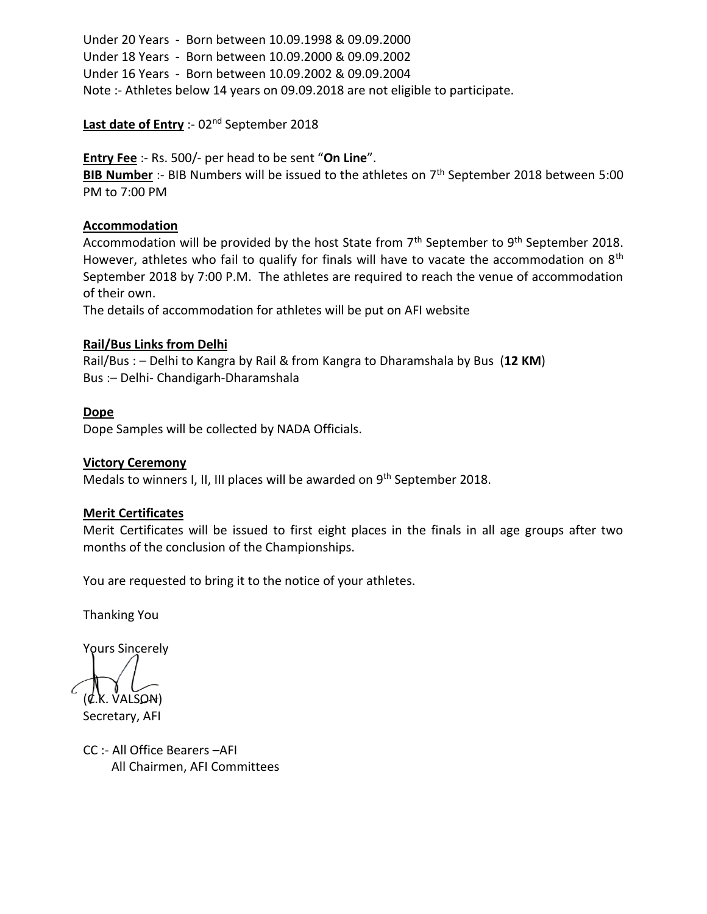Under 20 Years - Born between 10.09.1998 & 09.09.2000
Under 18 Years - Born between 10.09.2000 & 09.09.2002
Under 16 Years - Born between 10.09.2002 & 09.09.2004
Note :- Athletes below 14 years on 09.09.2018 are not eligible to participate.

**Last date of Entry** :- 02nd September 2018

**Entry Fee** :- Rs. 500/- per head to be sent "**On Line**".
**BIB Number** :- BIB Numbers will be issued to the athletes on 7th September 2018 between 5:00 PM to 7:00 PM

**Accommodation**
Accommodation will be provided by the host State from 7th September to 9th September 2018. However, athletes who fail to qualify for finals will have to vacate the accommodation on 8th September 2018 by 7:00 P.M. The athletes are required to reach the venue of accommodation of their own.
The details of accommodation for athletes will be put on AFI website

**Rail/Bus Links from Delhi**
Rail/Bus : – Delhi to Kangra by Rail & from Kangra to Dharamshala by Bus (**12 KM**)
Bus :– Delhi- Chandigarh-Dharamshala

**Dope**
Dope Samples will be collected by NADA Officials.

**Victory Ceremony**
Medals to winners I, II, III places will be awarded on 9th September 2018.

**Merit Certificates**
Merit Certificates will be issued to first eight places in the finals in all age groups after two months of the conclusion of the Championships.

You are requested to bring it to the notice of your athletes.

Thanking You

Yours Sincerely

(C.K. VALSON)
Secretary, AFI

CC :- All Office Bearers –AFI
All Chairmen, AFI Committees